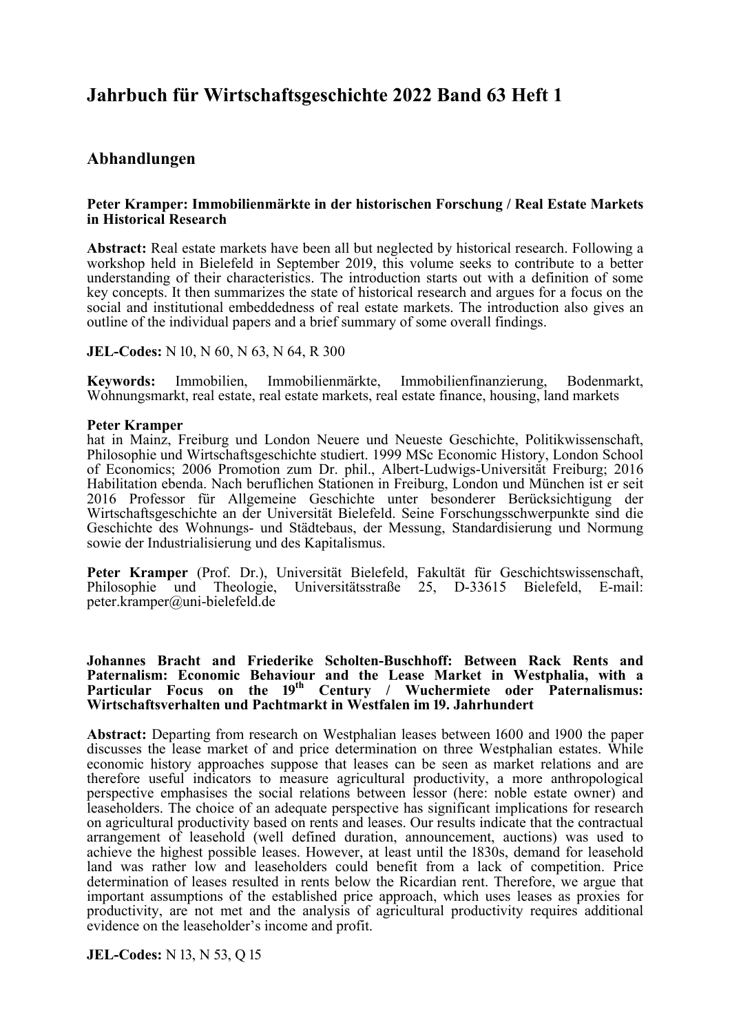# Jahrbuch für Wirtschaftsgeschichte 2022 Band 63 Heft 1

## Abhandlungen

**Peter Kramper: Immobilienmärkte in der historischen Forschung / Real Estate Markets in Historical Research**

**Abstract:** Real estate markets have been all but neglected by historical research. Following a workshop held in Bielefeld in September 2019, this volume seeks to contribute to a better understanding of their characteristics. The introduction starts out with a definition of some key concepts. It then summarizes the state of historical research and argues for a focus on the social and institutional embeddedness of real estate markets. The introduction also gives an outline of the individual papers and a brief summary of some overall findings.

**JEL-Codes:** N 10, N 60, N 63, N 64, R 300

**Keywords:** Immobilien, Immobilienmärkte, Immobilienfinanzierung, Bodenmarkt, Wohnungsmarkt, real estate, real estate markets, real estate finance, housing, land markets

**Peter Kramper**
hat in Mainz, Freiburg und London Neuere und Neueste Geschichte, Politikwissenschaft, Philosophie und Wirtschaftsgeschichte studiert. 1999 MSc Economic History, London School of Economics; 2006 Promotion zum Dr. phil., Albert-Ludwigs-Universität Freiburg; 2016 Habilitation ebenda. Nach beruflichen Stationen in Freiburg, London und München ist er seit 2016 Professor für Allgemeine Geschichte unter besonderer Berücksichtigung der Wirtschaftsgeschichte an der Universität Bielefeld. Seine Forschungsschwerpunkte sind die Geschichte des Wohnungs- und Städtebaus, der Messung, Standardisierung und Normung sowie der Industrialisierung und des Kapitalismus.

**Peter Kramper** (Prof. Dr.), Universität Bielefeld, Fakultät für Geschichtswissenschaft, Philosophie und Theologie, Universitätsstraße 25, D-33615 Bielefeld, E-mail: peter.kramper@uni-bielefeld.de

**Johannes Bracht and Friederike Scholten-Buschhoff: Between Rack Rents and Paternalism: Economic Behaviour and the Lease Market in Westphalia, with a Particular Focus on the 19th Century / Wuchermiete oder Paternalismus: Wirtschaftsverhalten und Pachtmarkt in Westfalen im 19. Jahrhundert**

**Abstract:** Departing from research on Westphalian leases between 1600 and 1900 the paper discusses the lease market of and price determination on three Westphalian estates. While economic history approaches suppose that leases can be seen as market relations and are therefore useful indicators to measure agricultural productivity, a more anthropological perspective emphasises the social relations between lessor (here: noble estate owner) and leaseholders. The choice of an adequate perspective has significant implications for research on agricultural productivity based on rents and leases. Our results indicate that the contractual arrangement of leasehold (well defined duration, announcement, auctions) was used to achieve the highest possible leases. However, at least until the 1830s, demand for leasehold land was rather low and leaseholders could benefit from a lack of competition. Price determination of leases resulted in rents below the Ricardian rent. Therefore, we argue that important assumptions of the established price approach, which uses leases as proxies for productivity, are not met and the analysis of agricultural productivity requires additional evidence on the leaseholder's income and profit.

**JEL-Codes:** N 13, N 53, Q 15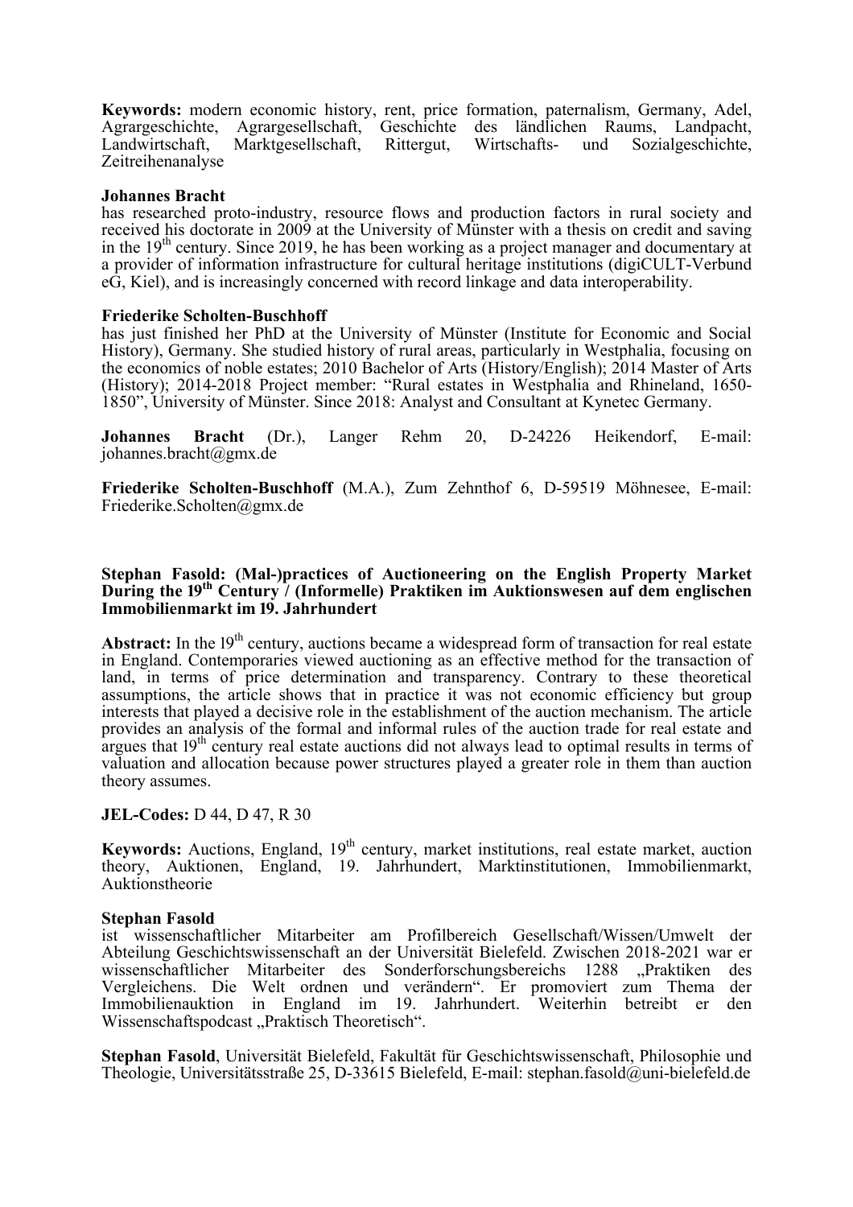**Keywords:** modern economic history, rent, price formation, paternalism, Germany, Adel, Agrargeschichte, Agrargesellschaft, Geschichte des ländlichen Raums, Landpacht, Landwirtschaft, Marktgesellschaft, Rittergut, Wirtschafts- und Sozialgeschichte, Zeitreihenanalyse

**Johannes Bracht**
has researched proto-industry, resource flows and production factors in rural society and received his doctorate in 2009 at the University of Münster with a thesis on credit and saving in the 19th century. Since 2019, he has been working as a project manager and documentary at a provider of information infrastructure for cultural heritage institutions (digiCULT-Verbund eG, Kiel), and is increasingly concerned with record linkage and data interoperability.

**Friederike Scholten-Buschhoff**
has just finished her PhD at the University of Münster (Institute for Economic and Social History), Germany. She studied history of rural areas, particularly in Westphalia, focusing on the economics of noble estates; 2010 Bachelor of Arts (History/English); 2014 Master of Arts (History); 2014-2018 Project member: "Rural estates in Westphalia and Rhineland, 1650-1850", University of Münster. Since 2018: Analyst and Consultant at Kynetec Germany.

**Johannes Bracht** (Dr.), Langer Rehm 20, D-24226 Heikendorf, E-mail: johannes.bracht@gmx.de

**Friederike Scholten-Buschhoff** (M.A.), Zum Zehnthof 6, D-59519 Möhnesee, E-mail: Friederike.Scholten@gmx.de

### Stephan Fasold: (Mal-)practices of Auctioneering on the English Property Market During the 19th Century / (Informelle) Praktiken im Auktionswesen auf dem englischen Immobilienmarkt im 19. Jahrhundert

**Abstract:** In the 19th century, auctions became a widespread form of transaction for real estate in England. Contemporaries viewed auctioning as an effective method for the transaction of land, in terms of price determination and transparency. Contrary to these theoretical assumptions, the article shows that in practice it was not economic efficiency but group interests that played a decisive role in the establishment of the auction mechanism. The article provides an analysis of the formal and informal rules of the auction trade for real estate and argues that 19th century real estate auctions did not always lead to optimal results in terms of valuation and allocation because power structures played a greater role in them than auction theory assumes.

**JEL-Codes:** D 44, D 47, R 30

**Keywords:** Auctions, England, 19th century, market institutions, real estate market, auction theory, Auktionen, England, 19. Jahrhundert, Marktinstitutionen, Immobilienmarkt, Auktionstheorie

**Stephan Fasold**
ist wissenschaftlicher Mitarbeiter am Profilbereich Gesellschaft/Wissen/Umwelt der Abteilung Geschichtswissenschaft an der Universität Bielefeld. Zwischen 2018-2021 war er wissenschaftlicher Mitarbeiter des Sonderforschungsbereichs 1288 „Praktiken des Vergleichens. Die Welt ordnen und verändern". Er promoviert zum Thema der Immobilienauktion in England im 19. Jahrhundert. Weiterhin betreibt er den Wissenschaftspodcast „Praktisch Theoretisch".

**Stephan Fasold**, Universität Bielefeld, Fakultät für Geschichtswissenschaft, Philosophie und Theologie, Universitätsstraße 25, D-33615 Bielefeld, E-mail: stephan.fasold@uni-bielefeld.de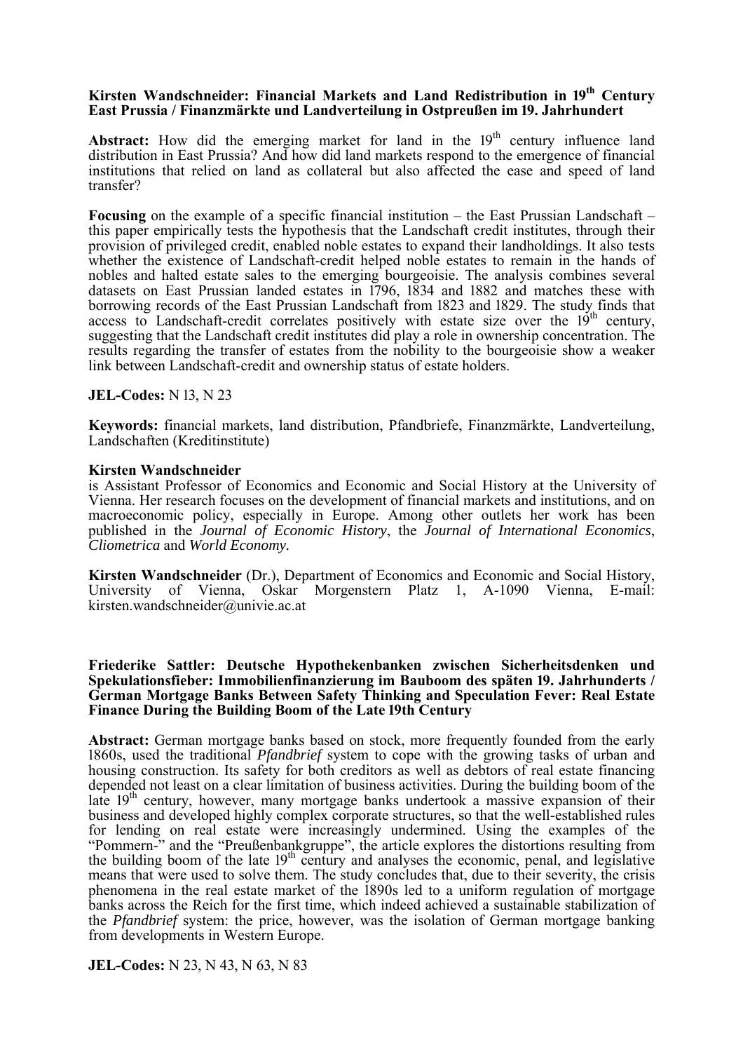**Kirsten Wandschneider: Financial Markets and Land Redistribution in 19th Century East Prussia / Finanzmärkte und Landverteilung in Ostpreußen im 19. Jahrhundert**

**Abstract:** How did the emerging market for land in the 19th century influence land distribution in East Prussia? And how did land markets respond to the emergence of financial institutions that relied on land as collateral but also affected the ease and speed of land transfer?

**Focusing** on the example of a specific financial institution – the East Prussian Landschaft – this paper empirically tests the hypothesis that the Landschaft credit institutes, through their provision of privileged credit, enabled noble estates to expand their landholdings. It also tests whether the existence of Landschaft-credit helped noble estates to remain in the hands of nobles and halted estate sales to the emerging bourgeoisie. The analysis combines several datasets on East Prussian landed estates in 1796, 1834 and 1882 and matches these with borrowing records of the East Prussian Landschaft from 1823 and 1829. The study finds that access to Landschaft-credit correlates positively with estate size over the 19th century, suggesting that the Landschaft credit institutes did play a role in ownership concentration. The results regarding the transfer of estates from the nobility to the bourgeoisie show a weaker link between Landschaft-credit and ownership status of estate holders.

**JEL-Codes:** N 13, N 23

**Keywords:** financial markets, land distribution, Pfandbriefe, Finanzmärkte, Landverteilung, Landschaften (Kreditinstitute)

**Kirsten Wandschneider**
is Assistant Professor of Economics and Economic and Social History at the University of Vienna. Her research focuses on the development of financial markets and institutions, and on macroeconomic policy, especially in Europe. Among other outlets her work has been published in the *Journal of Economic History*, the *Journal of International Economics*, *Cliometrica* and *World Economy.*

**Kirsten Wandschneider** (Dr.), Department of Economics and Economic and Social History, University of Vienna, Oskar Morgenstern Platz 1, A-1090 Vienna, E-mail: kirsten.wandschneider@univie.ac.at

**Friederike Sattler: Deutsche Hypothekenbanken zwischen Sicherheitsdenken und Spekulationsfieber: Immobilienfinanzierung im Bauboom des späten 19. Jahrhunderts / German Mortgage Banks Between Safety Thinking and Speculation Fever: Real Estate Finance During the Building Boom of the Late 19th Century**

**Abstract:** German mortgage banks based on stock, more frequently founded from the early 1860s, used the traditional *Pfandbrief* system to cope with the growing tasks of urban and housing construction. Its safety for both creditors as well as debtors of real estate financing depended not least on a clear limitation of business activities. During the building boom of the late 19th century, however, many mortgage banks undertook a massive expansion of their business and developed highly complex corporate structures, so that the well-established rules for lending on real estate were increasingly undermined. Using the examples of the "Pommern-" and the "Preußenbankgruppe", the article explores the distortions resulting from the building boom of the late 19th century and analyses the economic, penal, and legislative means that were used to solve them. The study concludes that, due to their severity, the crisis phenomena in the real estate market of the 1890s led to a uniform regulation of mortgage banks across the Reich for the first time, which indeed achieved a sustainable stabilization of the *Pfandbrief* system: the price, however, was the isolation of German mortgage banking from developments in Western Europe.

**JEL-Codes:** N 23, N 43, N 63, N 83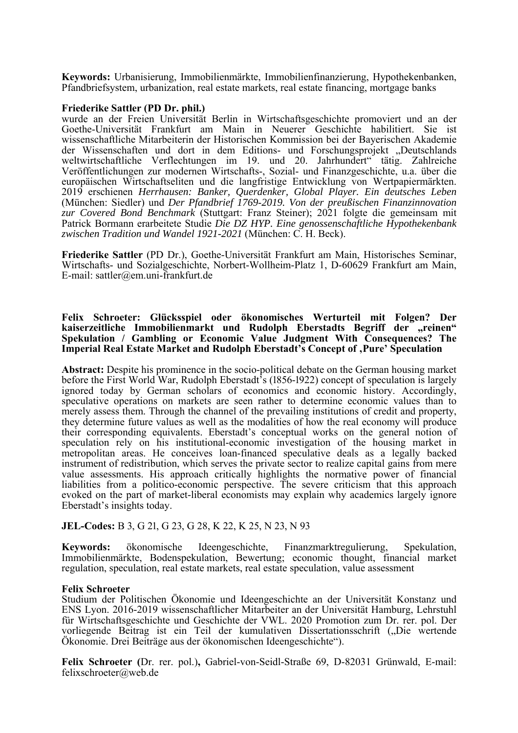**Keywords:** Urbanisierung, Immobilienmärkte, Immobilienfinanzierung, Hypothekenbanken, Pfandbriefsystem, urbanization, real estate markets, real estate financing, mortgage banks

**Friederike Sattler (PD Dr. phil.)**
wurde an der Freien Universität Berlin in Wirtschaftsgeschichte promoviert und an der Goethe-Universität Frankfurt am Main in Neuerer Geschichte habilitiert. Sie ist wissenschaftliche Mitarbeiterin der Historischen Kommission bei der Bayerischen Akademie der Wissenschaften und dort in dem Editions- und Forschungsprojekt „Deutschlands weltwirtschaftliche Verflechtungen im 19. und 20. Jahrhundert" tätig. Zahlreiche Veröffentlichungen zur modernen Wirtschafts-, Sozial- und Finanzgeschichte, u.a. über die europäischen Wirtschaftseliten und die langfristige Entwicklung von Wertpapiermärkten. 2019 erschienen *Herrhausen: Banker, Querdenker, Global Player. Ein deutsches Leben* (München: Siedler) und *Der Pfandbrief 1769-2019. Von der preußischen Finanzinnovation zur Covered Bond Benchmark* (Stuttgart: Franz Steiner); 2021 folgte die gemeinsam mit Patrick Bormann erarbeitete Studie *Die DZ HYP. Eine genossenschaftliche Hypothekenbank zwischen Tradition und Wandel 1921-2021* (München: C. H. Beck).

**Friederike Sattler** (PD Dr.), Goethe-Universität Frankfurt am Main, Historisches Seminar, Wirtschafts- und Sozialgeschichte, Norbert-Wollheim-Platz 1, D-60629 Frankfurt am Main, E-mail: sattler@em.uni-frankfurt.de

**Felix Schroeter: Glücksspiel oder ökonomisches Werturteil mit Folgen? Der kaiserzeitliche Immobilienmarkt und Rudolph Eberstadts Begriff der „reinen" Spekulation / Gambling or Economic Value Judgment With Consequences? The Imperial Real Estate Market and Rudolph Eberstadt's Concept of ‚Pure' Speculation**

**Abstract:** Despite his prominence in the socio-political debate on the German housing market before the First World War, Rudolph Eberstadt's (1856-1922) concept of speculation is largely ignored today by German scholars of economics and economic history. Accordingly, speculative operations on markets are seen rather to determine economic values than to merely assess them. Through the channel of the prevailing institutions of credit and property, they determine future values as well as the modalities of how the real economy will produce their corresponding equivalents. Eberstadt's conceptual works on the general notion of speculation rely on his institutional-economic investigation of the housing market in metropolitan areas. He conceives loan-financed speculative deals as a legally backed instrument of redistribution, which serves the private sector to realize capital gains from mere value assessments. His approach critically highlights the normative power of financial liabilities from a politico-economic perspective. The severe criticism that this approach evoked on the part of market-liberal economists may explain why academics largely ignore Eberstadt's insights today.

**JEL-Codes:** B 3, G 2l, G 23, G 28, K 22, K 25, N 23, N 93

**Keywords:** ökonomische Ideengeschichte, Finanzmarktregulierung, Spekulation, Immobilienmärkte, Bodenspekulation, Bewertung; economic thought, financial market regulation, speculation, real estate markets, real estate speculation, value assessment

**Felix Schroeter**
Studium der Politischen Ökonomie und Ideengeschichte an der Universität Konstanz und ENS Lyon. 2016-2019 wissenschaftlicher Mitarbeiter an der Universität Hamburg, Lehrstuhl für Wirtschaftsgeschichte und Geschichte der VWL. 2020 Promotion zum Dr. rer. pol. Der vorliegende Beitrag ist ein Teil der kumulativen Dissertationsschrift („Die wertende Ökonomie. Drei Beiträge aus der ökonomischen Ideengeschichte").

**Felix Schroeter (**Dr. rer. pol.**),** Gabriel-von-Seidl-Straße 69, D-82031 Grünwald, E-mail: felixschroeter@web.de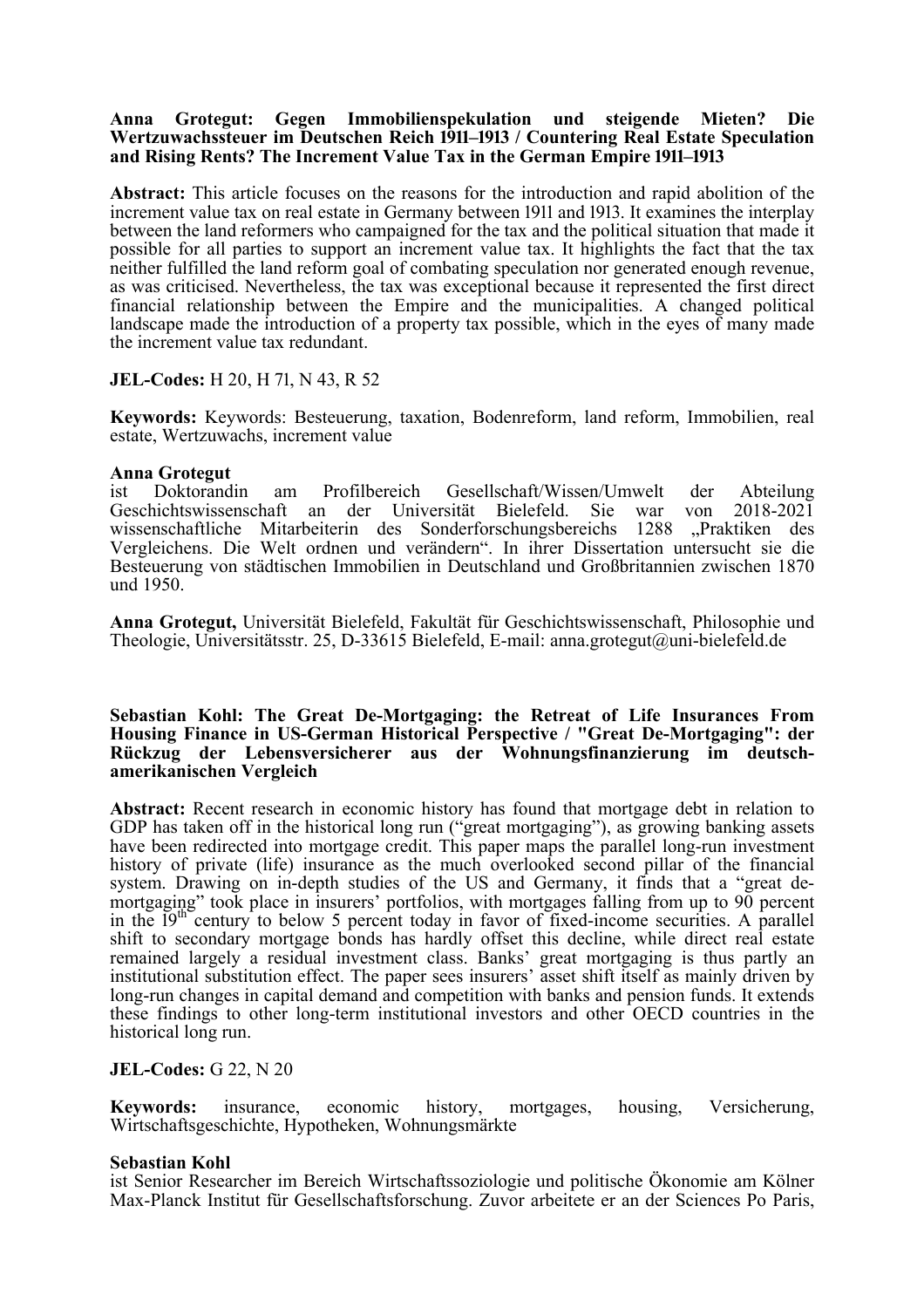**Anna Grotegut: Gegen Immobilienspekulation und steigende Mieten? Die Wertzuwachssteuer im Deutschen Reich 1911–1913 / Countering Real Estate Speculation and Rising Rents? The Increment Value Tax in the German Empire 1911–1913**

**Abstract:** This article focuses on the reasons for the introduction and rapid abolition of the increment value tax on real estate in Germany between 1911 and 1913. It examines the interplay between the land reformers who campaigned for the tax and the political situation that made it possible for all parties to support an increment value tax. It highlights the fact that the tax neither fulfilled the land reform goal of combating speculation nor generated enough revenue, as was criticised. Nevertheless, the tax was exceptional because it represented the first direct financial relationship between the Empire and the municipalities. A changed political landscape made the introduction of a property tax possible, which in the eyes of many made the increment value tax redundant.

**JEL-Codes:** H 20, H 71, N 43, R 52

**Keywords:** Keywords: Besteuerung, taxation, Bodenreform, land reform, Immobilien, real estate, Wertzuwachs, increment value

**Anna Grotegut**
ist Doktorandin am Profilbereich Gesellschaft/Wissen/Umwelt der Abteilung Geschichtswissenschaft an der Universität Bielefeld. Sie war von 2018-2021 wissenschaftliche Mitarbeiterin des Sonderforschungsbereichs 1288 „Praktiken des Vergleichens. Die Welt ordnen und verändern". In ihrer Dissertation untersucht sie die Besteuerung von städtischen Immobilien in Deutschland und Großbritannien zwischen 1870 und 1950.

**Anna Grotegut,** Universität Bielefeld, Fakultät für Geschichtswissenschaft, Philosophie und Theologie, Universitätsstr. 25, D-33615 Bielefeld, E-mail: anna.grotegut@uni-bielefeld.de

**Sebastian Kohl: The Great De-Mortgaging: the Retreat of Life Insurances From Housing Finance in US-German Historical Perspective / "Great De-Mortgaging": der Rückzug der Lebensversicherer aus der Wohnungsfinanzierung im deutsch-amerikanischen Vergleich**

**Abstract:** Recent research in economic history has found that mortgage debt in relation to GDP has taken off in the historical long run ("great mortgaging"), as growing banking assets have been redirected into mortgage credit. This paper maps the parallel long-run investment history of private (life) insurance as the much overlooked second pillar of the financial system. Drawing on in-depth studies of the US and Germany, it finds that a "great de-mortgaging" took place in insurers' portfolios, with mortgages falling from up to 90 percent in the 19th century to below 5 percent today in favor of fixed-income securities. A parallel shift to secondary mortgage bonds has hardly offset this decline, while direct real estate remained largely a residual investment class. Banks' great mortgaging is thus partly an institutional substitution effect. The paper sees insurers' asset shift itself as mainly driven by long-run changes in capital demand and competition with banks and pension funds. It extends these findings to other long-term institutional investors and other OECD countries in the historical long run.

**JEL-Codes:** G 22, N 20

**Keywords:** insurance, economic history, mortgages, housing, Versicherung, Wirtschaftsgeschichte, Hypotheken, Wohnungsmärkte

**Sebastian Kohl**
ist Senior Researcher im Bereich Wirtschaftssoziologie und politische Ökonomie am Kölner Max-Planck Institut für Gesellschaftsforschung. Zuvor arbeitete er an der Sciences Po Paris,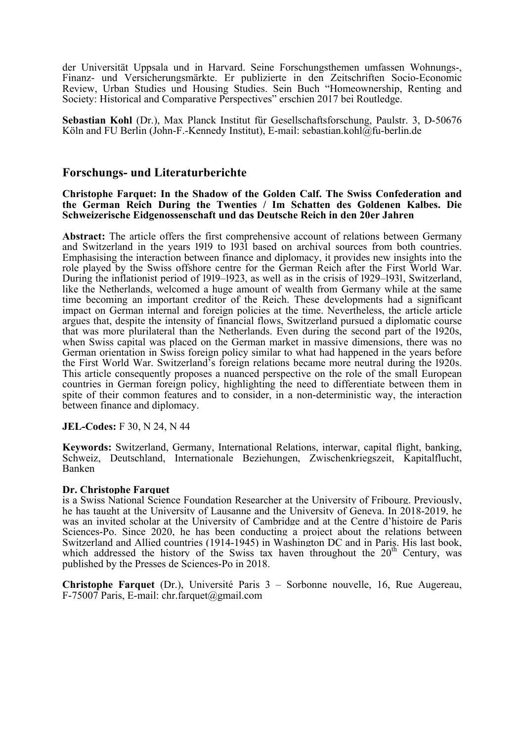der Universität Uppsala und in Harvard. Seine Forschungsthemen umfassen Wohnungs-, Finanz- und Versicherungsmärkte. Er publizierte in den Zeitschriften Socio-Economic Review, Urban Studies und Housing Studies. Sein Buch "Homeownership, Renting and Society: Historical and Comparative Perspectives" erschien 2017 bei Routledge.

**Sebastian Kohl** (Dr.), Max Planck Institut für Gesellschaftsforschung, Paulstr. 3, D-50676 Köln and FU Berlin (John-F.-Kennedy Institut), E-mail: sebastian.kohl@fu-berlin.de

## Forschungs- und Literaturberichte

**Christophe Farquet: In the Shadow of the Golden Calf. The Swiss Confederation and the German Reich During the Twenties / Im Schatten des Goldenen Kalbes. Die Schweizerische Eidgenossenschaft und das Deutsche Reich in den 20er Jahren**

**Abstract:** The article offers the first comprehensive account of relations between Germany and Switzerland in the years 1919 to 1931 based on archival sources from both countries. Emphasising the interaction between finance and diplomacy, it provides new insights into the role played by the Swiss offshore centre for the German Reich after the First World War. During the inflationist period of 1919–1923, as well as in the crisis of 1929–1931, Switzerland, like the Netherlands, welcomed a huge amount of wealth from Germany while at the same time becoming an important creditor of the Reich. These developments had a significant impact on German internal and foreign policies at the time. Nevertheless, the article article argues that, despite the intensity of financial flows, Switzerland pursued a diplomatic course that was more plurilateral than the Netherlands. Even during the second part of the 1920s, when Swiss capital was placed on the German market in massive dimensions, there was no German orientation in Swiss foreign policy similar to what had happened in the years before the First World War. Switzerland's foreign relations became more neutral during the 1920s. This article consequently proposes a nuanced perspective on the role of the small European countries in German foreign policy, highlighting the need to differentiate between them in spite of their common features and to consider, in a non-deterministic way, the interaction between finance and diplomacy.

**JEL-Codes:** F 30, N 24, N 44

**Keywords:** Switzerland, Germany, International Relations, interwar, capital flight, banking, Schweiz, Deutschland, Internationale Beziehungen, Zwischenkriegszeit, Kapitalflucht, Banken

**Dr. Christophe Farquet**
is a Swiss National Science Foundation Researcher at the University of Fribourg. Previously, he has taught at the University of Lausanne and the University of Geneva. In 2018-2019, he was an invited scholar at the University of Cambridge and at the Centre d'histoire de Paris Sciences-Po. Since 2020, he has been conducting a project about the relations between Switzerland and Allied countries (1914-1945) in Washington DC and in Paris. His last book, which addressed the history of the Swiss tax haven throughout the 20th Century, was published by the Presses de Sciences-Po in 2018.

**Christophe Farquet** (Dr.), Université Paris 3 – Sorbonne nouvelle, 16, Rue Augereau, F-75007 Paris, E-mail: chr.farquet@gmail.com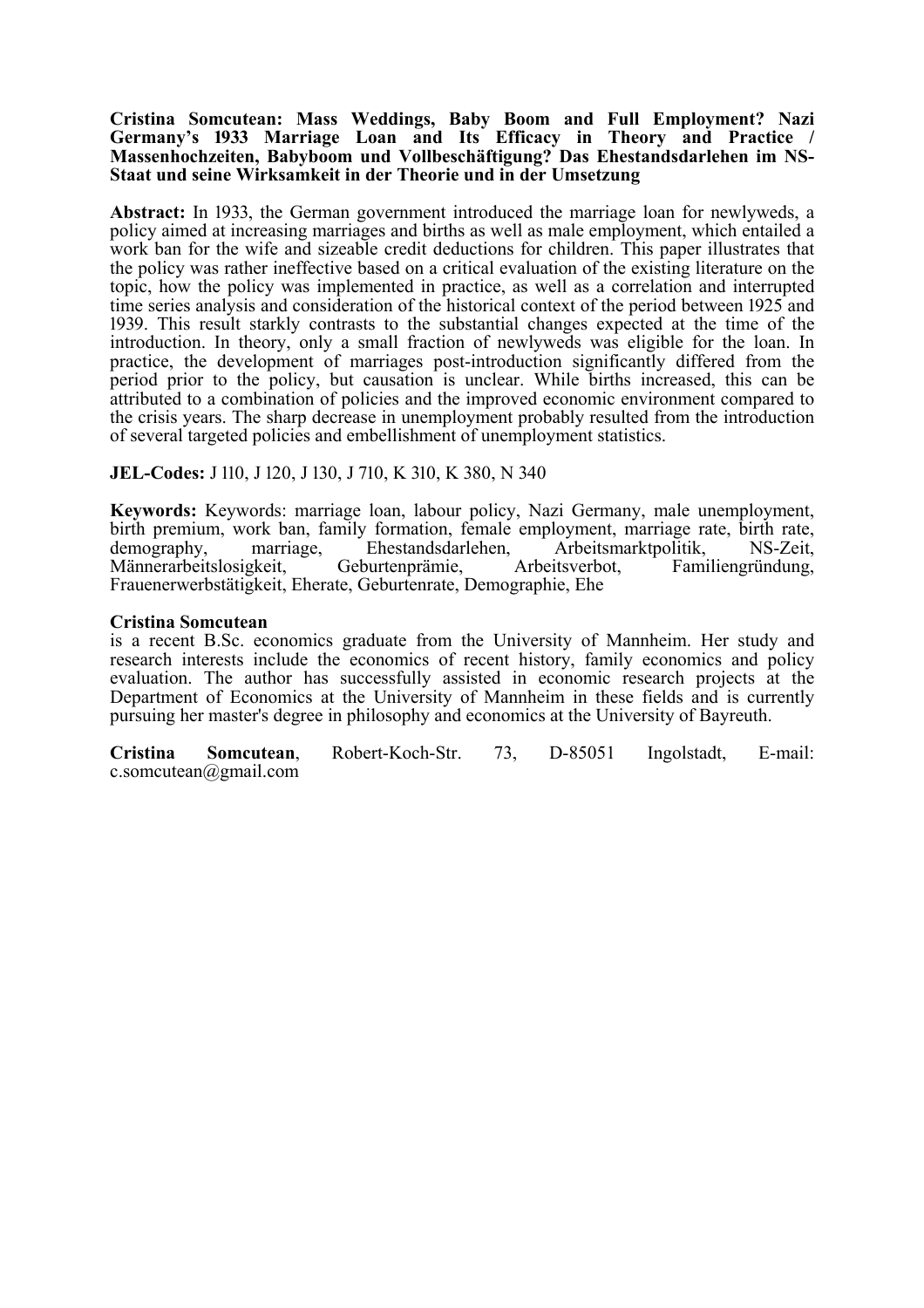**Cristina Somcutean: Mass Weddings, Baby Boom and Full Employment? Nazi Germany's 1933 Marriage Loan and Its Efficacy in Theory and Practice / Massenhochzeiten, Babyboom und Vollbeschäftigung? Das Ehestandsdarlehen im NS-Staat und seine Wirksamkeit in der Theorie und in der Umsetzung**

**Abstract:** In 1933, the German government introduced the marriage loan for newlyweds, a policy aimed at increasing marriages and births as well as male employment, which entailed a work ban for the wife and sizeable credit deductions for children. This paper illustrates that the policy was rather ineffective based on a critical evaluation of the existing literature on the topic, how the policy was implemented in practice, as well as a correlation and interrupted time series analysis and consideration of the historical context of the period between 1925 and 1939. This result starkly contrasts to the substantial changes expected at the time of the introduction. In theory, only a small fraction of newlyweds was eligible for the loan. In practice, the development of marriages post-introduction significantly differed from the period prior to the policy, but causation is unclear. While births increased, this can be attributed to a combination of policies and the improved economic environment compared to the crisis years. The sharp decrease in unemployment probably resulted from the introduction of several targeted policies and embellishment of unemployment statistics.

**JEL-Codes:** J 110, J 120, J 130, J 710, K 310, K 380, N 340

**Keywords:** Keywords: marriage loan, labour policy, Nazi Germany, male unemployment, birth premium, work ban, family formation, female employment, marriage rate, birth rate, demography, marriage, Ehestandsdarlehen, Arbeitsmarktpolitik, NS-Zeit, Männerarbeitslosigkeit, Geburtenprämie, Arbeitsverbot, Familiengründung, Frauenerwerbstätigkeit, Eherate, Geburtenrate, Demographie, Ehe

**Cristina Somcutean**
is a recent B.Sc. economics graduate from the University of Mannheim. Her study and research interests include the economics of recent history, family economics and policy evaluation. The author has successfully assisted in economic research projects at the Department of Economics at the University of Mannheim in these fields and is currently pursuing her master's degree in philosophy and economics at the University of Bayreuth.

**Cristina Somcutean**, Robert-Koch-Str. 73, D-85051 Ingolstadt, E-mail: c.somcutean@gmail.com